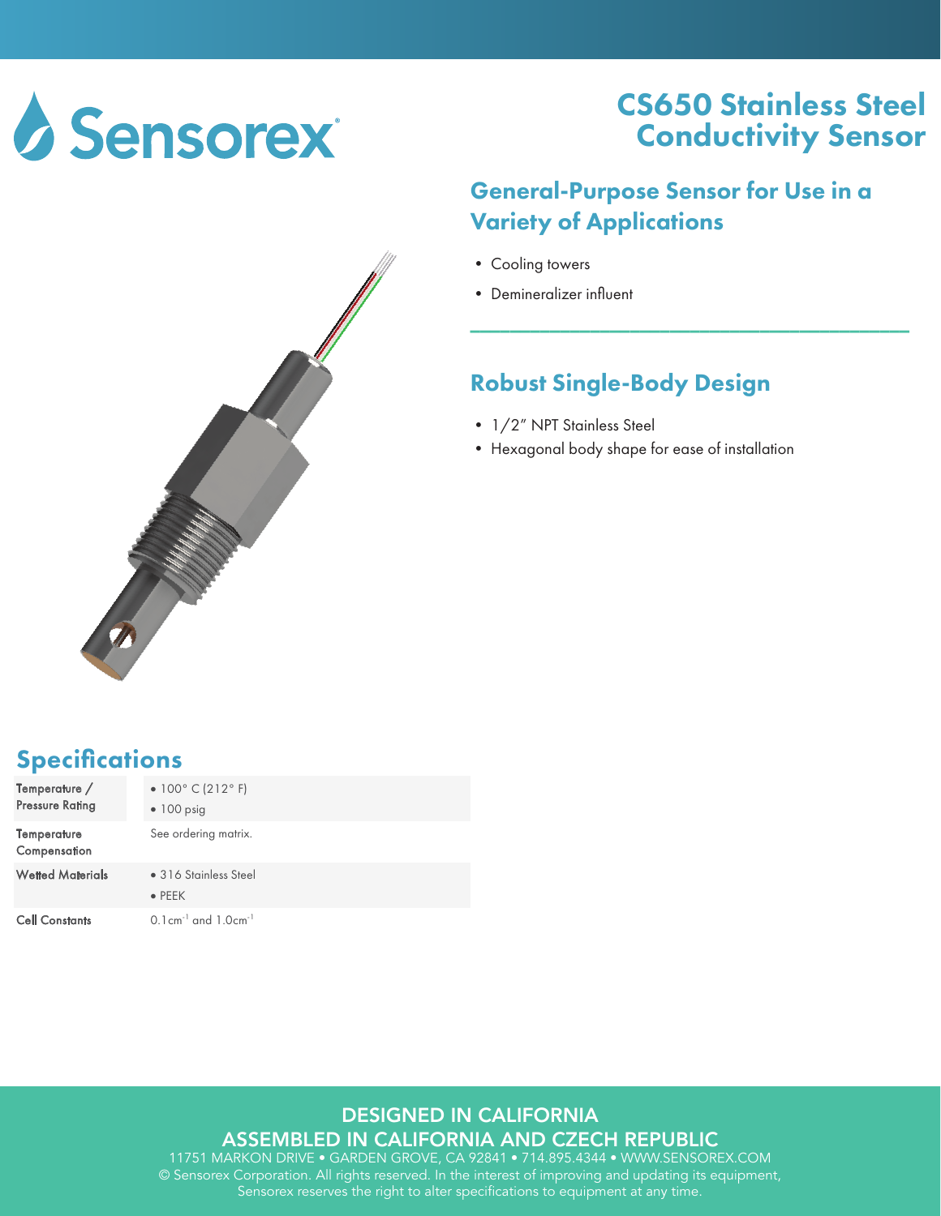Sensorex

# CS650 Stainless Steel Conductivity Sensor

## General-Purpose Sensor for Use in a Variety of Applications

- Cooling towers
- Demineralizer influent

## Robust Single-Body Design

- 1/2" NPT Stainless Steel
- Hexagonal body shape for ease of installation

## Specifications

| | |
|---|---|
| Temperature / Pressure Rating | • 100° C (212° F)<br>• 100 psig |
| Temperature Compensation | See ordering matrix. |
| Wetted Materials | • 316 Stainless Steel<br>• PEEK |
| Cell Constants | $0.1cm^{-1}$ and $1.0cm^{-1}$ |

DESIGNED IN CALIFORNIA

ASSEMBLED IN CALIFORNIA AND CZECH REPUBLIC

11751 MARKON DRIVE • GARDEN GROVE, CA 92841 • 714.895.4344 • WWW.SENSOREX.COM

© Sensorex Corporation. All rights reserved. In the interest of improving and updating its equipment, Sensorex reserves the right to alter specifications to equipment at any time.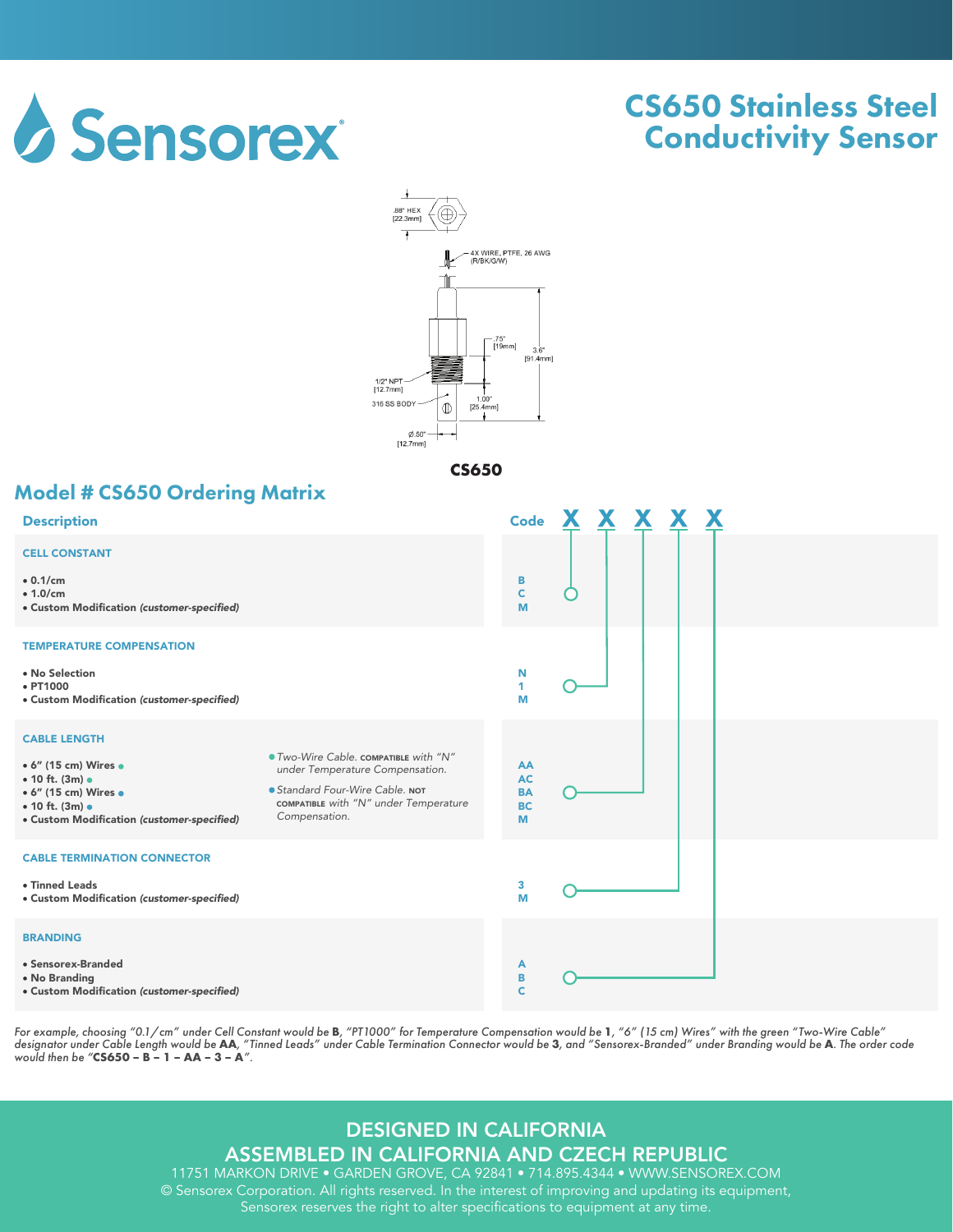# Sensorex

# CS650 Stainless Steel Conductivity Sensor

.88" HEX
[22.3mm]

4X WIRE, PTFE, 26 AWG
(R/BK/G/W)

.75"
[19mm]

3.6"
[91.4mm]

1/2" NPT
[12.7mm]

316 SS BODY

1.00"
[25.4mm]

Ø.50"
[12.7mm]

**CS650**

## Model # CS650 Ordering Matrix

| Description | | Code X X X X X |
|---|---|---|
| **CELL CONSTANT** | | |
| • 0.1/cm | | B |
| • 1.0/cm | | C |
| • Custom Modification *(customer-specified)* | | M |
| **TEMPERATURE COMPENSATION** | | |
| • No Selection | | N |
| • PT1000 | | 1 |
| • Custom Modification *(customer-specified)* | | M |
| **CABLE LENGTH** | | |
| • 6" (15 cm) Wires ● | ● *Two-Wire Cable.* COMPATIBLE *with "N" under Temperature Compensation.* | AA |
| • 10 ft. (3m) ● | | AC |
| • 6" (15 cm) Wires ● | ● *Standard Four-Wire Cable.* NOT COMPATIBLE *with "N" under Temperature Compensation.* | BA |
| • 10 ft. (3m) ● | | BC |
| • Custom Modification *(customer-specified)* | | M |
| **CABLE TERMINATION CONNECTOR** | | |
| • Tinned Leads | | 3 |
| • Custom Modification *(customer-specified)* | | M |
| **BRANDING** | | |
| • Sensorex-Branded | | A |
| • No Branding | | B |
| • Custom Modification *(customer-specified)* | | C |

*For example, choosing "0.1/cm" under Cell Constant would be* **B***, "PT1000" for Temperature Compensation would be* **1***, "6" (15 cm) Wires" with the green "Two-Wire Cable" designator under Cable Length would be* **AA***, "Tinned Leads" under Cable Termination Connector would be* **3***, and "Sensorex-Branded" under Branding would be* **A***. The order code would then be "***CS650 – B – 1 – AA – 3 – A***".*

DESIGNED IN CALIFORNIA
ASSEMBLED IN CALIFORNIA AND CZECH REPUBLIC
11751 MARKON DRIVE • GARDEN GROVE, CA 92841 • 714.895.4344 • WWW.SENSOREX.COM
© Sensorex Corporation. All rights reserved. In the interest of improving and updating its equipment, Sensorex reserves the right to alter specifications to equipment at any time.